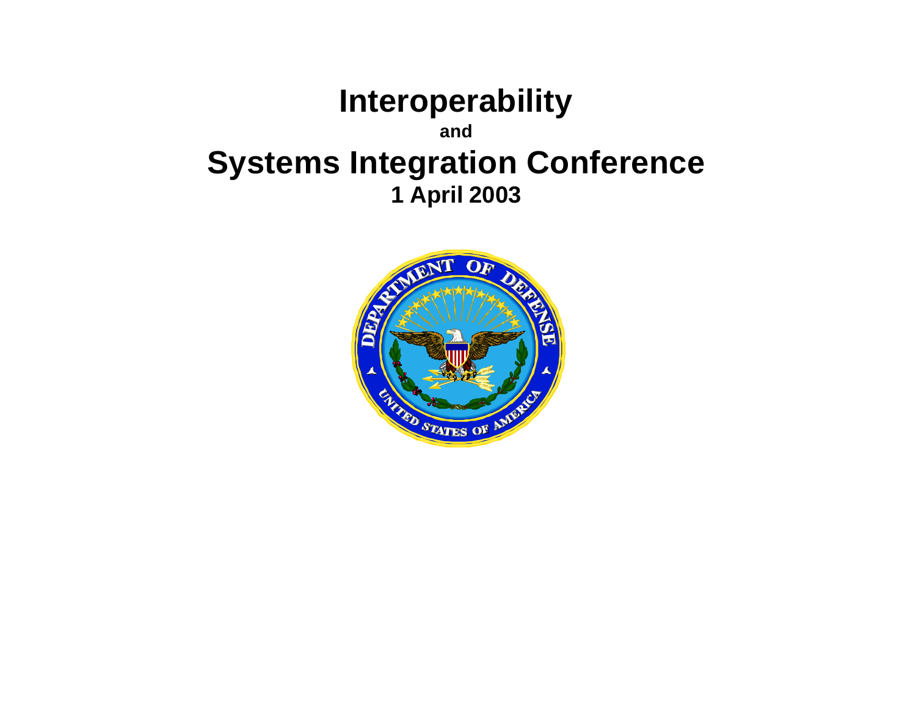# Interoperability

**and**

# Systems Integration Conference

**1 April 2003**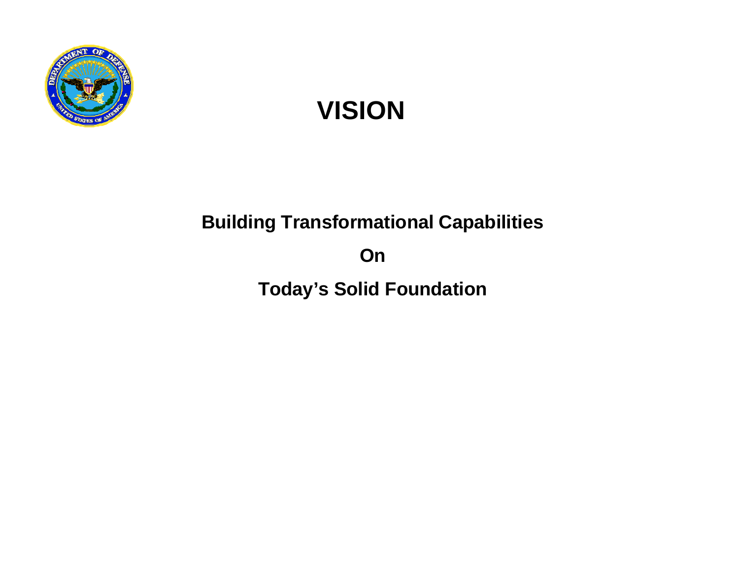# VISION

**Building Transformational Capabilities**

**On**

**Today's Solid Foundation**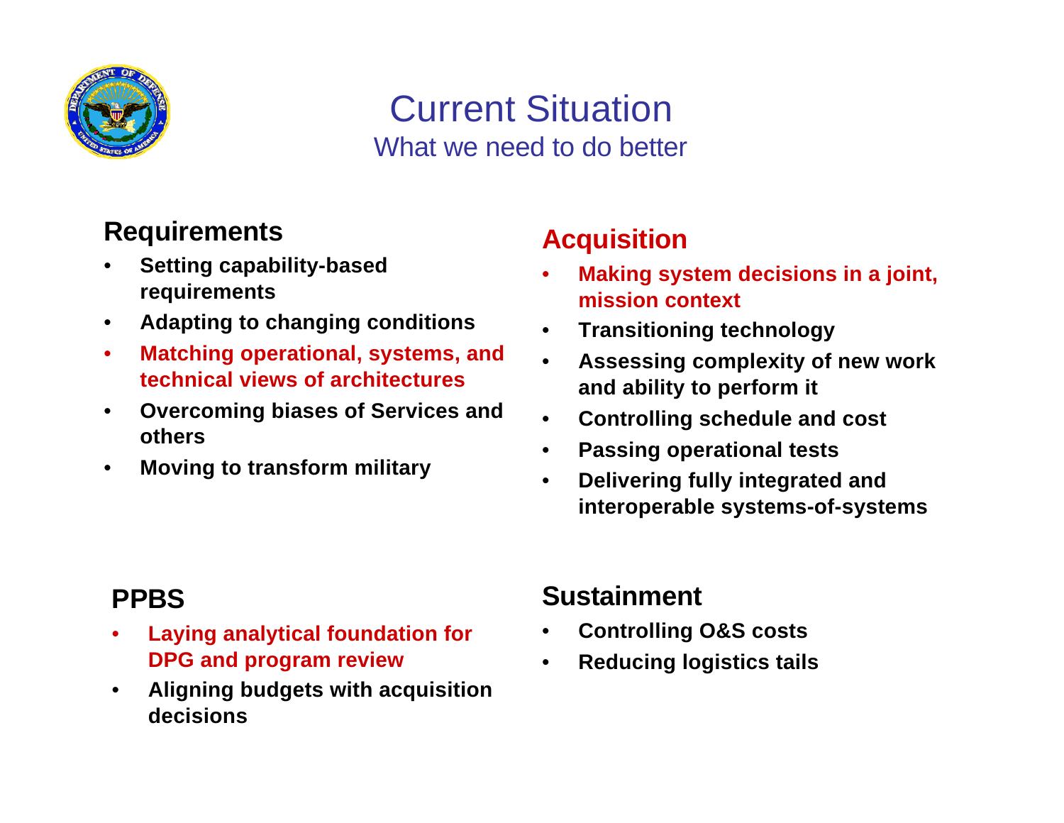# Current Situation

## What we need to do better

### Requirements

- **Setting capability-based requirements**
- **Adapting to changing conditions**
- **Matching operational, systems, and technical views of architectures**
- **Overcoming biases of Services and others**
- **Moving to transform military**

### Acquisition

- **Making system decisions in a joint, mission context**
- **Transitioning technology**
- **Assessing complexity of new work and ability to perform it**
- **Controlling schedule and cost**
- **Passing operational tests**
- **Delivering fully integrated and interoperable systems-of-systems**

### PPBS

- **Laying analytical foundation for DPG and program review**
- **Aligning budgets with acquisition decisions**

### Sustainment

- **Controlling O&S costs**
- **Reducing logistics tails**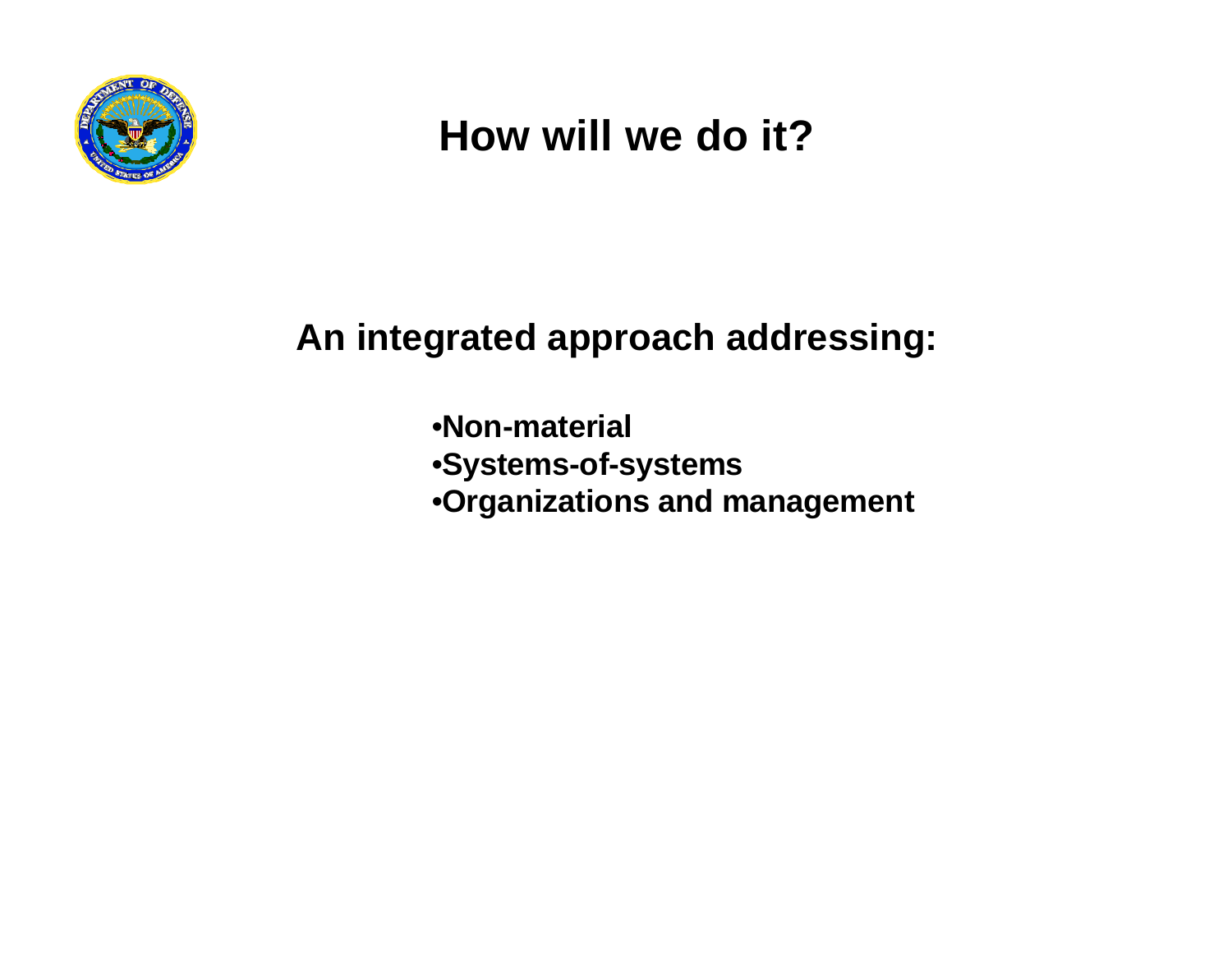# How will we do it?

**An integrated approach addressing:**

- **Non-material**
- **Systems-of-systems**
- **Organizations and management**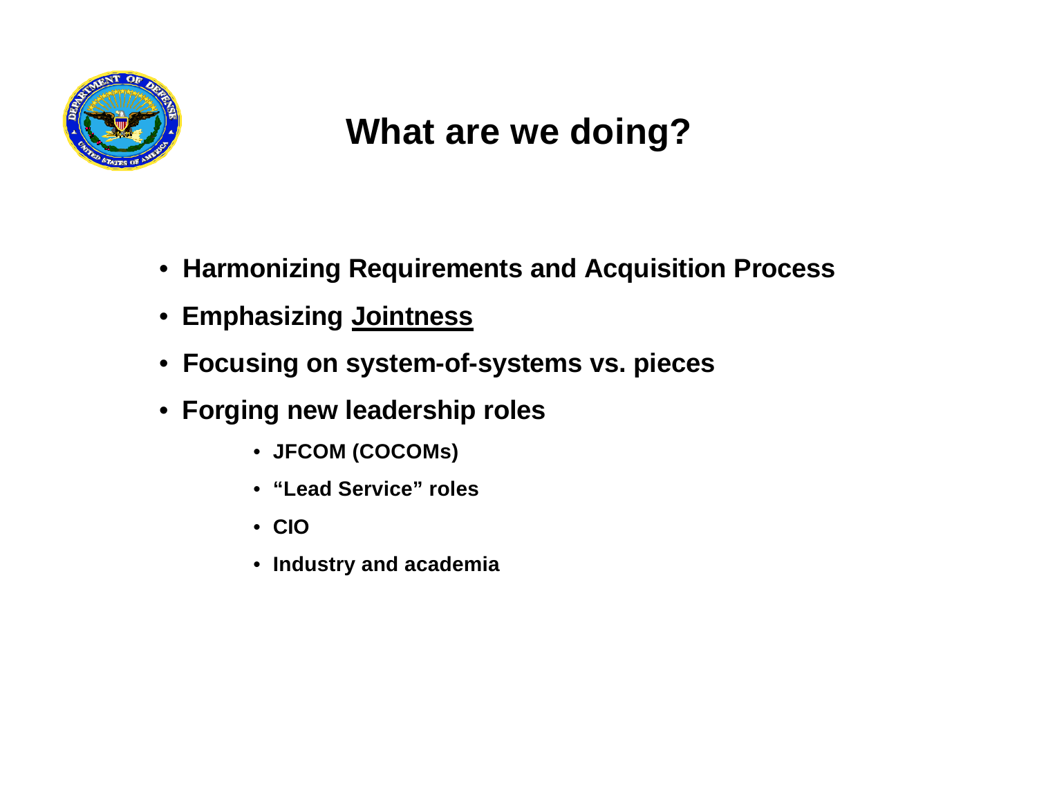# What are we doing?

- **Harmonizing Requirements and Acquisition Process**
- **Emphasizing <u>Jointness</u>**
- **Focusing on system-of-systems vs. pieces**
- **Forging new leadership roles**
  - **JFCOM (COCOMs)**
  - **“Lead Service” roles**
  - **CIO**
  - **Industry and academia**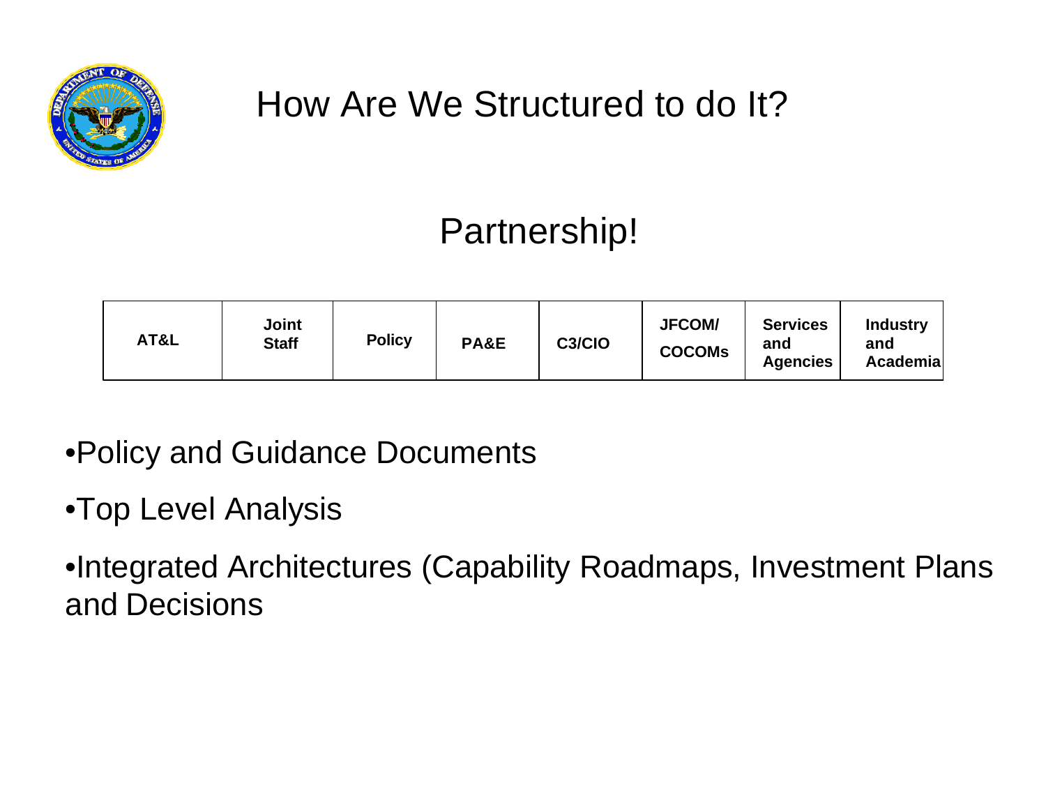# How Are We Structured to do It?

## Partnership!

| AT&L | Joint Staff | Policy | PA&E | C3/CIO | JFCOM/ COCOMs | Services and Agencies | Industry and Academia |
|---|---|---|---|---|---|---|---|

- Policy and Guidance Documents
- Top Level Analysis
- Integrated Architectures (Capability Roadmaps, Investment Plans and Decisions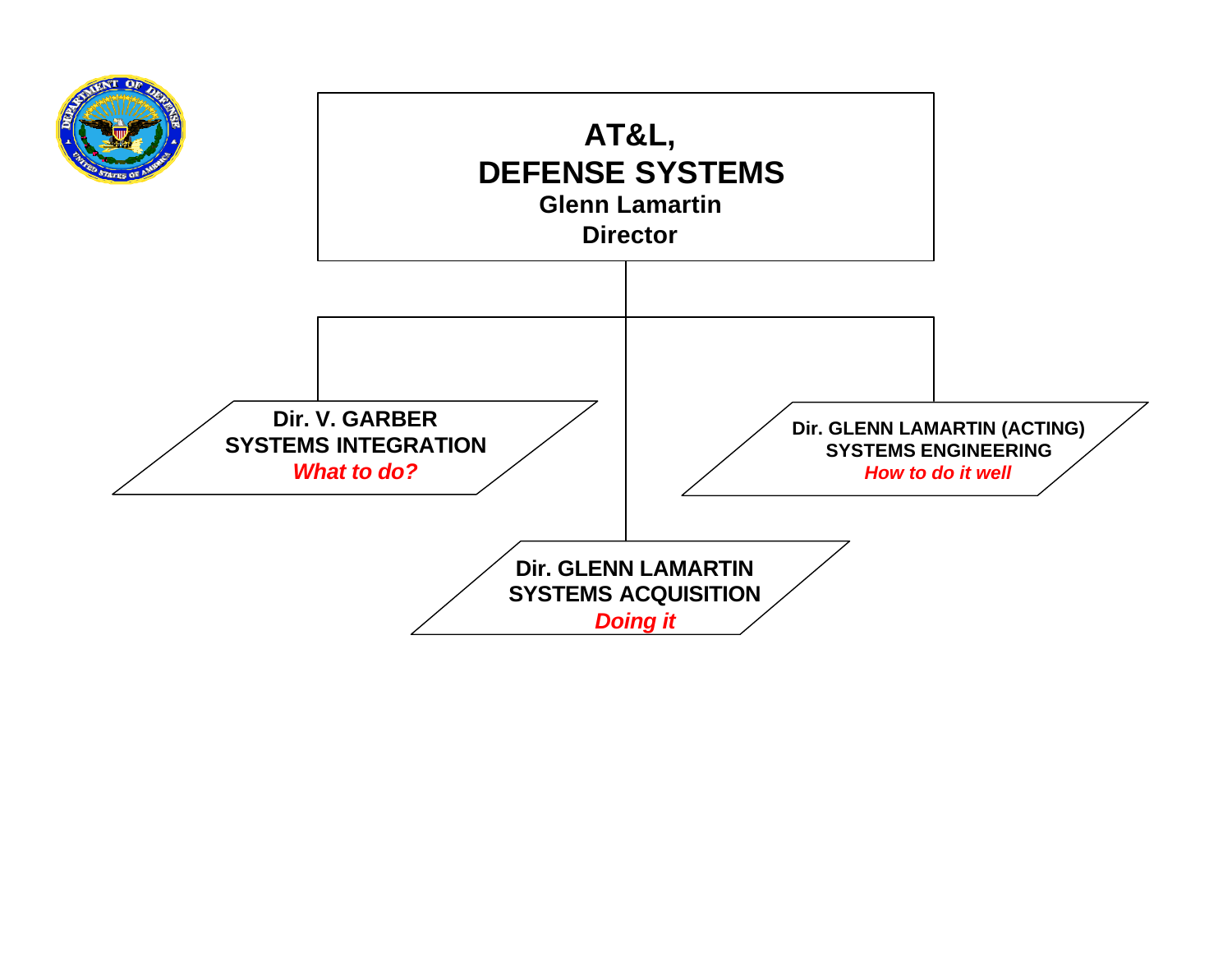# AT&L, DEFENSE SYSTEMS

**Glenn Lamartin**
**Director**

**Dir. V. GARBER**
**SYSTEMS INTEGRATION**
***What to do?***

**Dir. GLENN LAMARTIN**
**SYSTEMS ACQUISITION**
***Doing it***

**Dir. GLENN LAMARTIN (ACTING)**
**SYSTEMS ENGINEERING**
***How to do it well***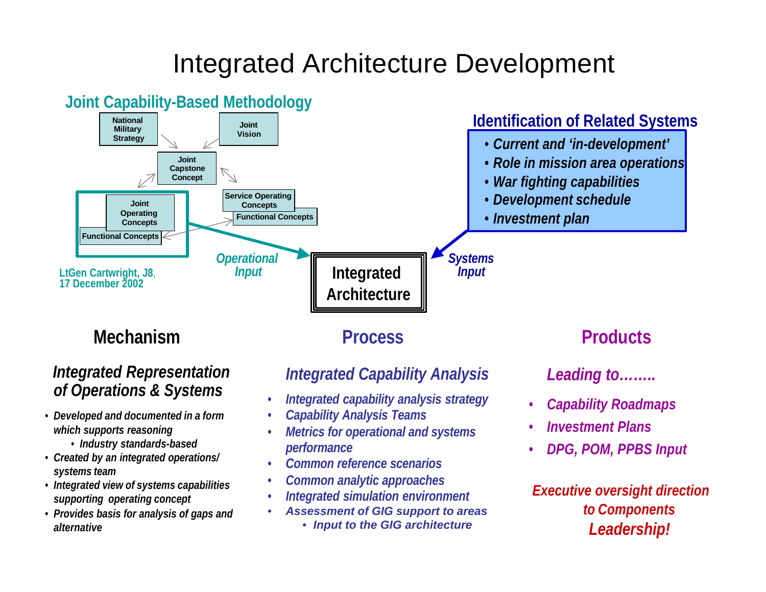# Integrated Architecture Development

## Joint Capability-Based Methodology

National Military Strategy → Joint Capstone Concept ← Joint Vision

Joint Capstone Concept ↔ Joint Operating Concepts / Functional Concepts

Joint Capstone Concept ↔ Service Operating Concepts / Functional Concepts

LtGen Cartwright, J8, 17 December 2002

*Operational Input* → **Integrated Architecture** ← *Systems Input*

## Identification of Related Systems

- *Current and 'in-development'*
- *Role in mission area operations*
- *War fighting capabilities*
- *Development schedule*
- *Investment plan*

## Mechanism

### *Integrated Representation of Operations & Systems*

- *Developed and documented in a form which supports reasoning*
  - *Industry standards-based*
- *Created by an integrated operations/ systems team*
- *Integrated view of systems capabilities supporting operating concept*
- *Provides basis for analysis of gaps and alternative*

## Process

### *Integrated Capability Analysis*

- *Integrated capability analysis strategy*
- *Capability Analysis Teams*
- *Metrics for operational and systems performance*
- *Common reference scenarios*
- *Common analytic approaches*
- *Integrated simulation environment*
- *Assessment of GIG support to areas*
  - *Input to the GIG architecture*

## Products

### *Leading to……..*

- *Capability Roadmaps*
- *Investment Plans*
- *DPG, POM, PPBS Input*

***Executive oversight direction to Components***

***Leadership!***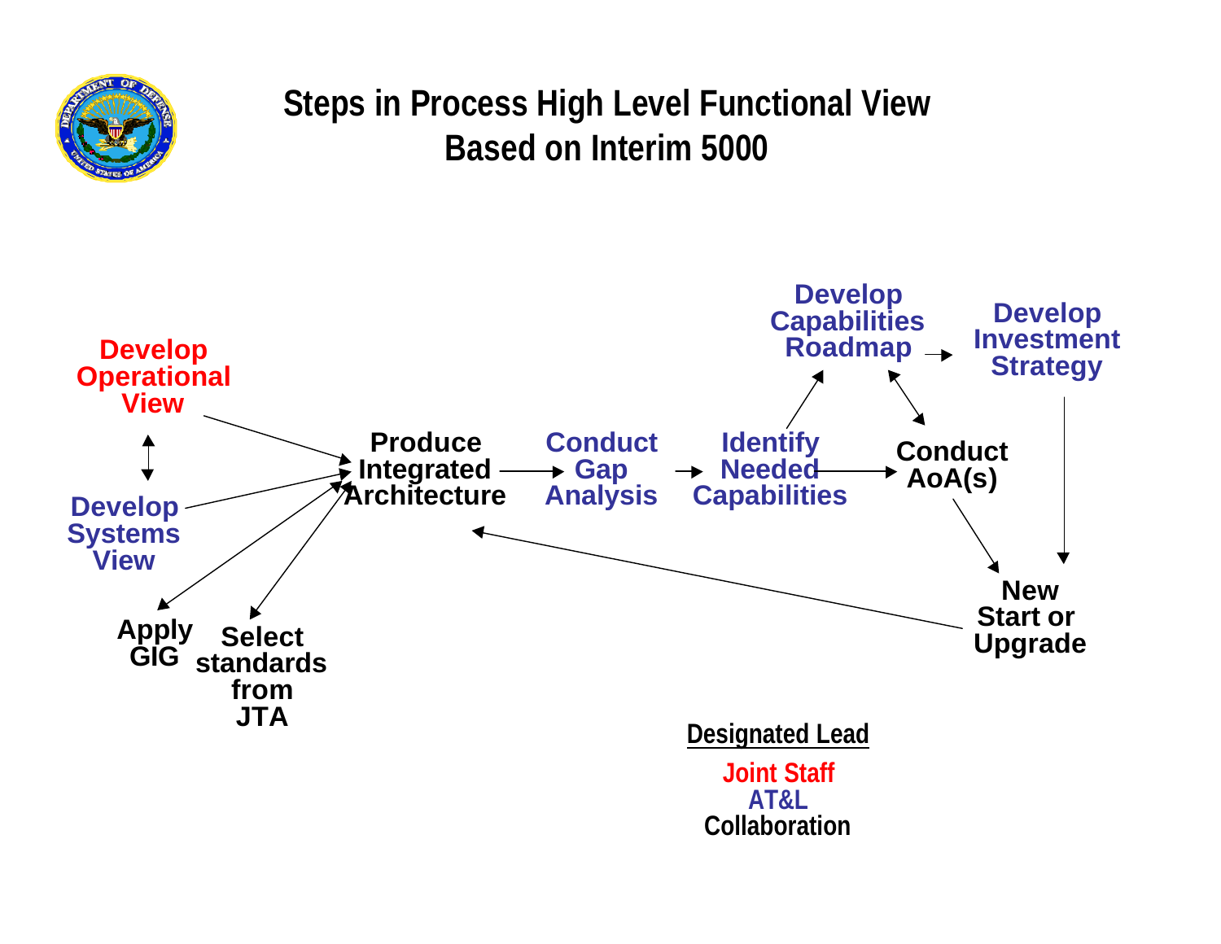# Steps in Process High Level Functional View Based on Interim 5000

Develop Operational View

Develop Systems View

Apply GIG

Select standards from JTA

Produce Integrated Architecture

Conduct Gap Analysis

Identify Needed Capabilities

Develop Capabilities Roadmap

Develop Investment Strategy

Conduct AoA(s)

New Start or Upgrade

**Designated Lead**

Joint Staff

AT&L

Collaboration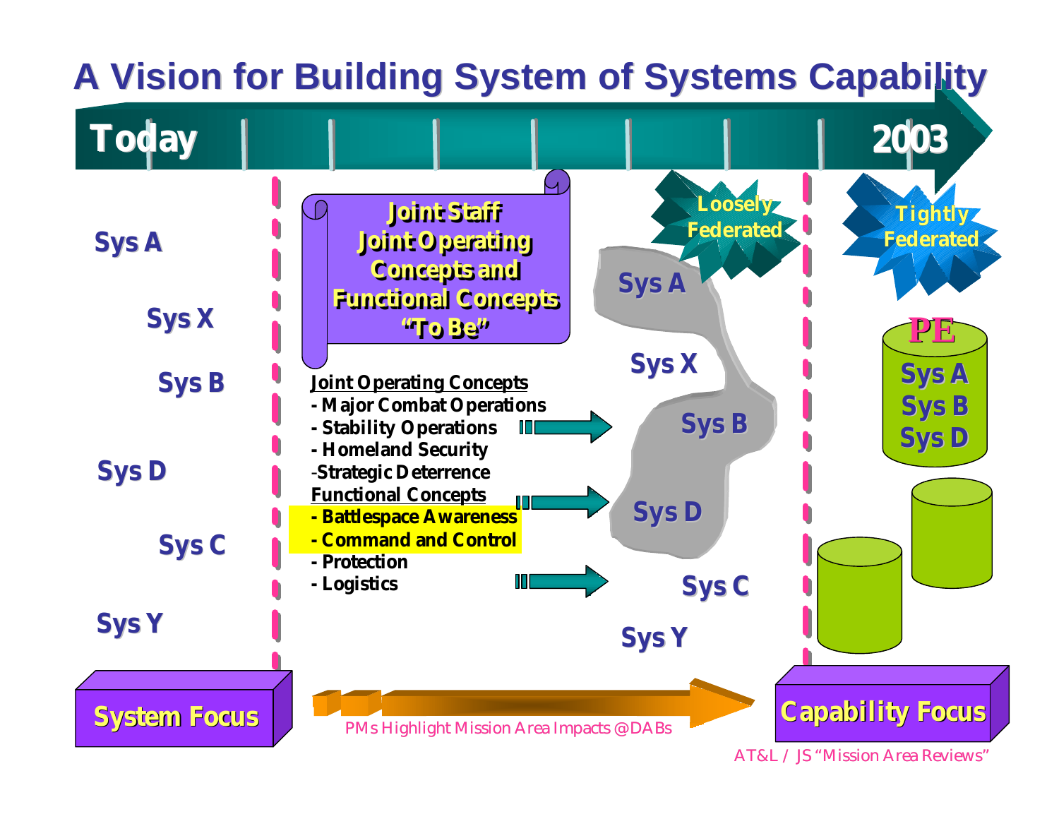# A Vision for Building System of Systems Capability

**Today** → **2003**

Sys A

Sys X

Sys B

Sys D

Sys C

Sys Y

**Joint Staff Joint Operating Concepts and Functional Concepts "To Be"**

Joint Operating Concepts
- Major Combat Operations
- Stability Operations
- Homeland Security
- Strategic Deterrence

Functional Concepts
- Battlespace Awareness
- Command and Control
- Protection
- Logistics

Loosely Federated

Sys A

Sys X

Sys B

Sys D

Sys C

Sys Y

Tightly Federated

PE

Sys A
Sys B
Sys D

**System Focus**

PMs Highlight Mission Area Impacts @DABs

**Capability Focus**

AT&L / JS "Mission Area Reviews"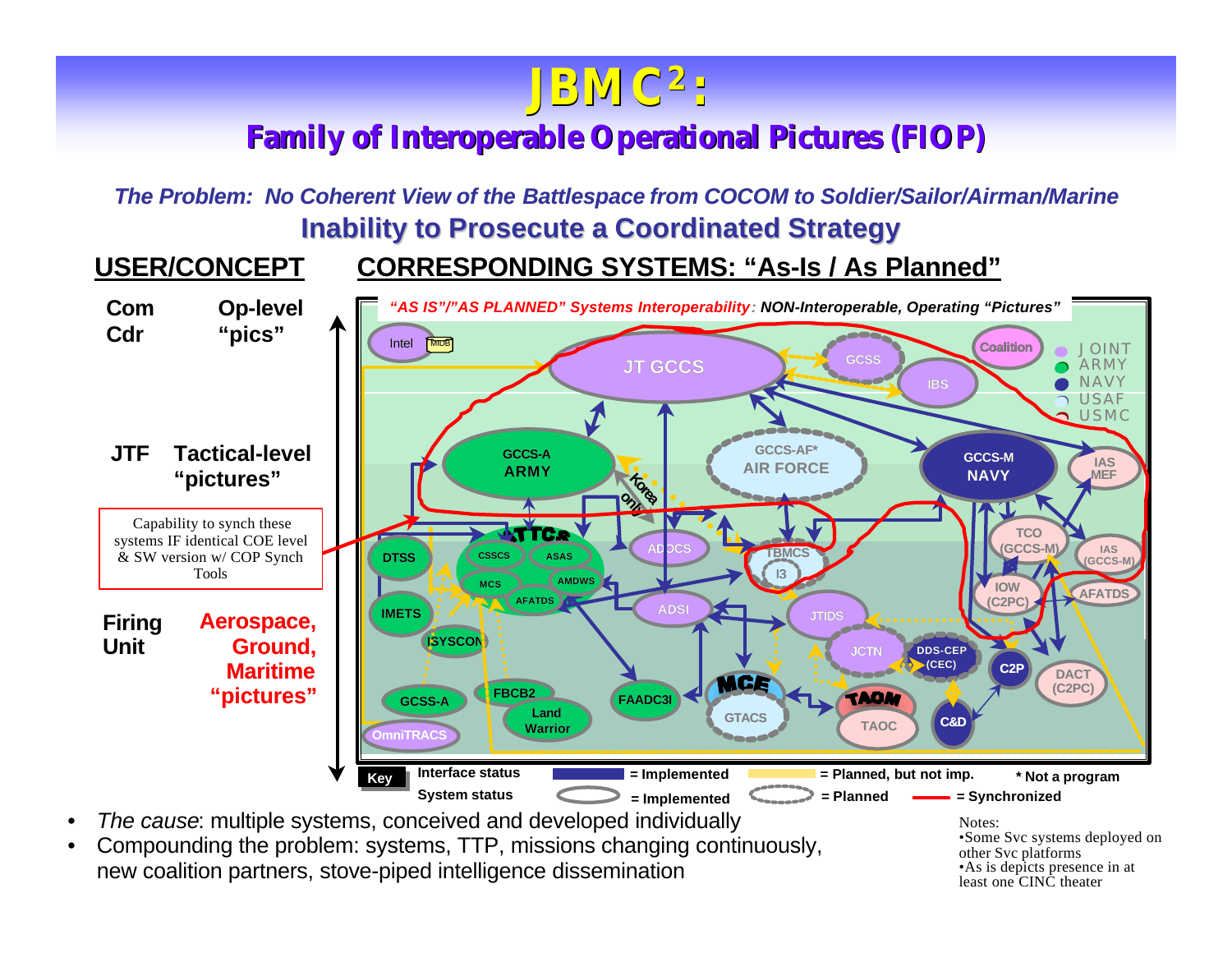# JBMC[2]:

## Family of Interoperable Operational Pictures (FIOP)

*The Problem: No Coherent View of the Battlespace from COCOM to Soldier/Sailor/Airman/Marine*

**Inability to Prosecute a Coordinated Strategy**

**USER/CONCEPT** | **CORRESPONDING SYSTEMS: "As-Is / As Planned"**

*"AS IS"/"AS PLANNED" Systems Interoperability: NON-Interoperable, Operating "Pictures"*

- **Com Cdr** — Op-level "pics"
- **JTF** — Tactical-level "pictures"
- **Firing Unit** — Aerospace, Ground, Maritime "pictures"

Capability to synch these systems IF identical COE level & SW version w/ COP Synch Tools

Legend: JOINT, ARMY, NAVY, USAF, USMC

Systems: Intel, MIDB, JT GCCS, GCSS, IBS, Coalition, GCCS-A ARMY, GCCS-AF* AIR FORCE, GCCS-M NAVY, IAS MEF, TCO (GCCS-M), IAS (GCCS-M), IOW (C2PC), AFATDS, DTSS, ATTCS (CSSCS, ASAS, MCS, AMDWS, AFATDS), ADOCS, TBMCS, I3, Korea only, IMETS, ADSI, JTIDS, ISYSCON, JCTN, DDS-CEP (CEC), C2P, DACT (C2PC), FAADC3I, MCE, GTACS, TAOM, TAOC, C&D, GCSS-A, FBCB2, Land Warrior, OmniTRACS

Key:
- Interface status: = Implemented; = Planned, but not imp.
- System status: = Implemented; = Planned; = Synchronized
- * Not a program

- *The cause*: multiple systems, conceived and developed individually
- Compounding the problem: systems, TTP, missions changing continuously, new coalition partners, stove-piped intelligence dissemination

Notes:
- Some Svc systems deployed on other Svc platforms
- As is depicts presence in at least one CINC theater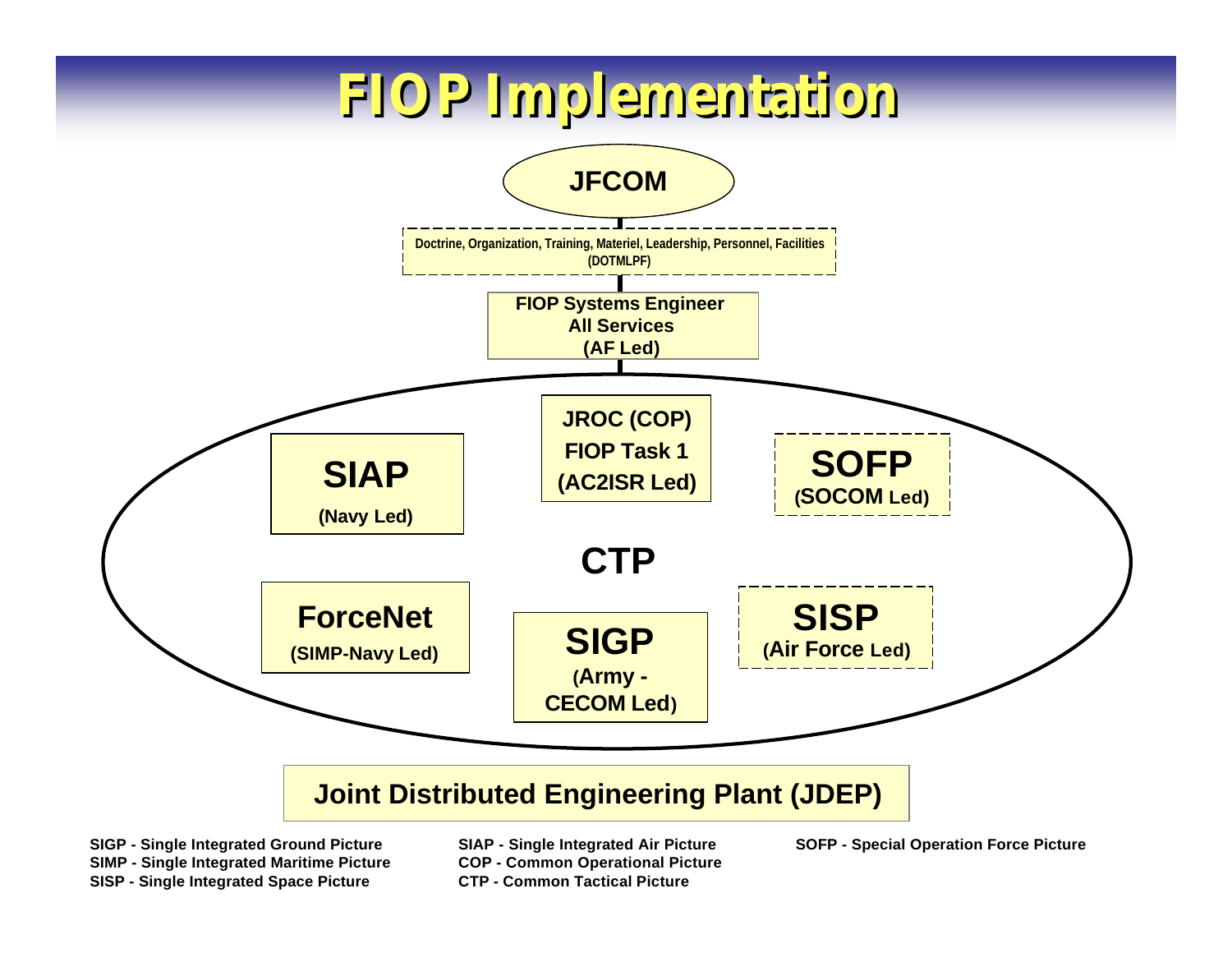# FIOP Implementation

**JFCOM**

Doctrine, Organization, Training, Materiel, Leadership, Personnel, Facilities (DOTMLPF)

**FIOP Systems Engineer**
**All Services**
**(AF Led)**

**CTP**

- **JROC (COP) FIOP Task 1 (AC2ISR Led)**
- **SIAP** (Navy Led)
- **SOFP** (SOCOM Led)
- **ForceNet** (SIMP-Navy Led)
- **SIGP** (Army - CECOM Led)
- **SISP** (Air Force Led)

**Joint Distributed Engineering Plant (JDEP)**

**SIGP - Single Integrated Ground Picture**
**SIMP - Single Integrated Maritime Picture**
**SISP - Single Integrated Space Picture**
**SIAP - Single Integrated Air Picture**
**COP - Common Operational Picture**
**CTP - Common Tactical Picture**
**SOFP - Special Operation Force Picture**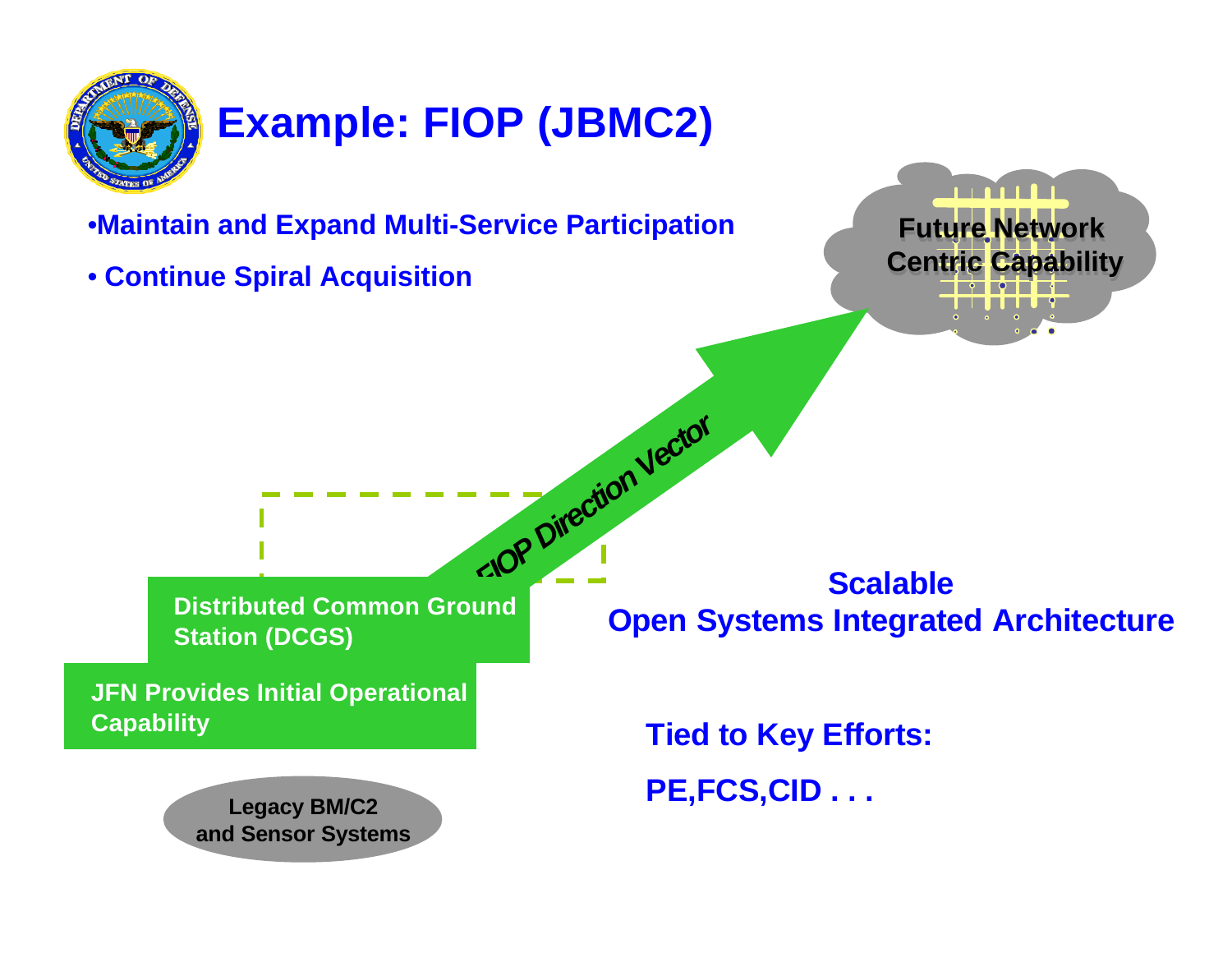# Example: FIOP (JBMC2)

- Maintain and Expand Multi-Service Participation
- Continue Spiral Acquisition

Future Network Centric Capability

FIOP Direction Vector

Distributed Common Ground Station (DCGS)

JFN Provides Initial Operational Capability

Legacy BM/C2 and Sensor Systems

**Scalable**
**Open Systems Integrated Architecture**

**Tied to Key Efforts:**

**PE,FCS,CID . . .**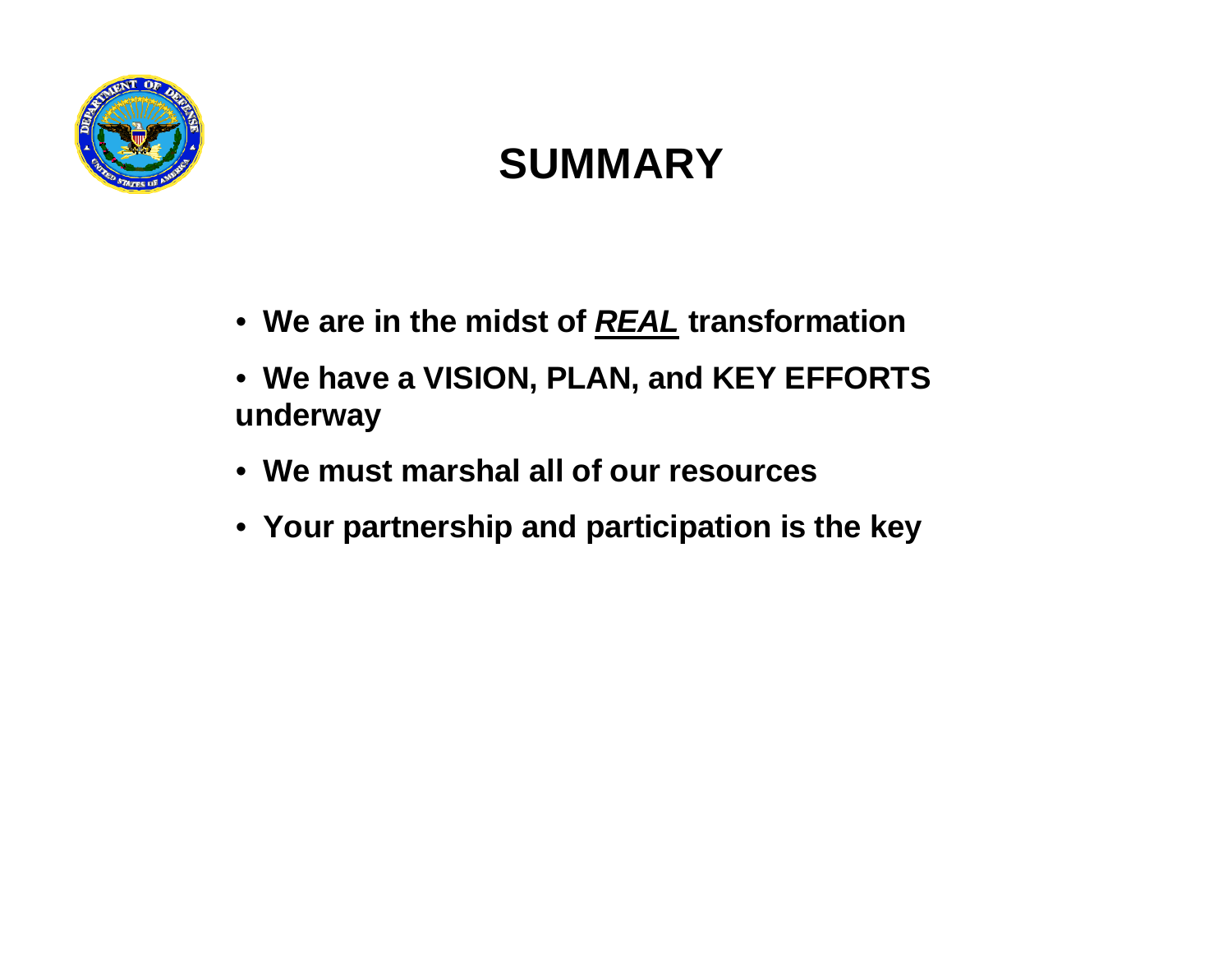# SUMMARY

- **We are in the midst of *REAL* transformation**
- **We have a VISION, PLAN, and KEY EFFORTS underway**
- **We must marshal all of our resources**
- **Your partnership and participation is the key**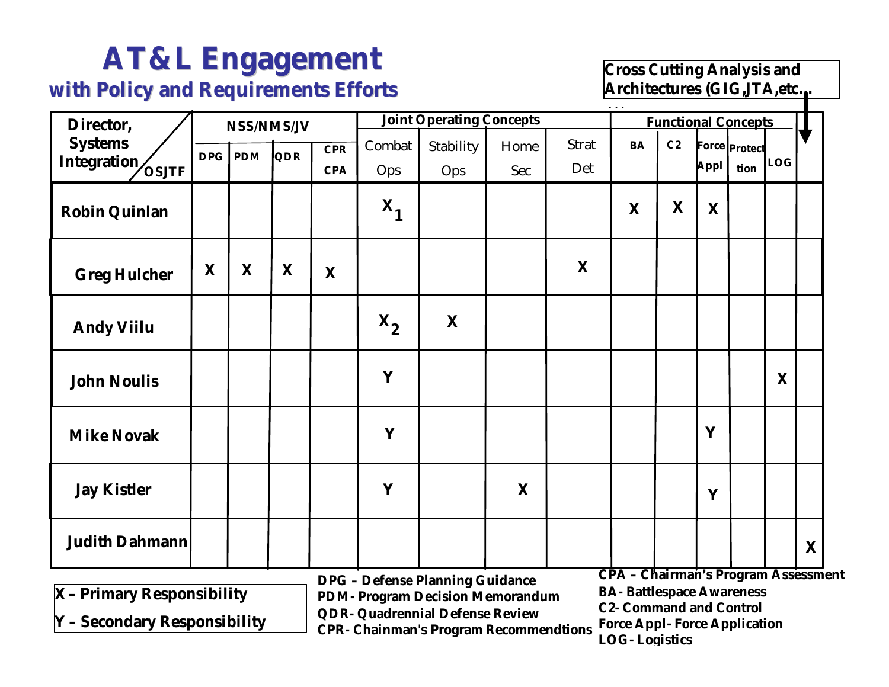# AT&L Engagement

## with Policy and Requirements Efforts

Cross Cutting Analysis and Architectures (GIG,JTA,etc...

| Director, Systems Integration / OSJTF | NSS/NMS/JV | | | | Joint Operating Concepts | | | | Functional Concepts | | | | | Cross Cutting Analysis and Architectures |
|---|---|---|---|---|---|---|---|---|---|---|---|---|---|---|
| | DPG | PDM | QDR | CPR CPA | Combat Ops | Stability Ops | Home Sec | Strat Det | BA | C2 | Force Appl | Protection | LOG | |
| Robin Quinlan | | | | | $X_1$ | | | | X | X | X | | | |
| Greg Hulcher | X | X | X | X | | | | X | | | | | | |
| Andy Viilu | | | | | $X_2$ | X | | | | | | | | |
| John Noulis | | | | | Y | | | | | | | | X | |
| Mike Novak | | | | | Y | | | | | | Y | | | |
| Jay Kistler | | | | | Y | | X | | | | Y | | | |
| Judith Dahmann | | | | | | | | | | | | | | X |

X – Primary Responsibility

Y – Secondary Responsibility

DPG – Defense Planning Guidance
PDM - Program Decision Memorandum
QDR - Quadrennial Defense Review
CPR - Chainman's Program Recommendtions

CPA – Chairman's Program Assessment
BA - Battlespace Awareness
C2 - Command and Control
Force Appl - Force Application
LOG - Logistics